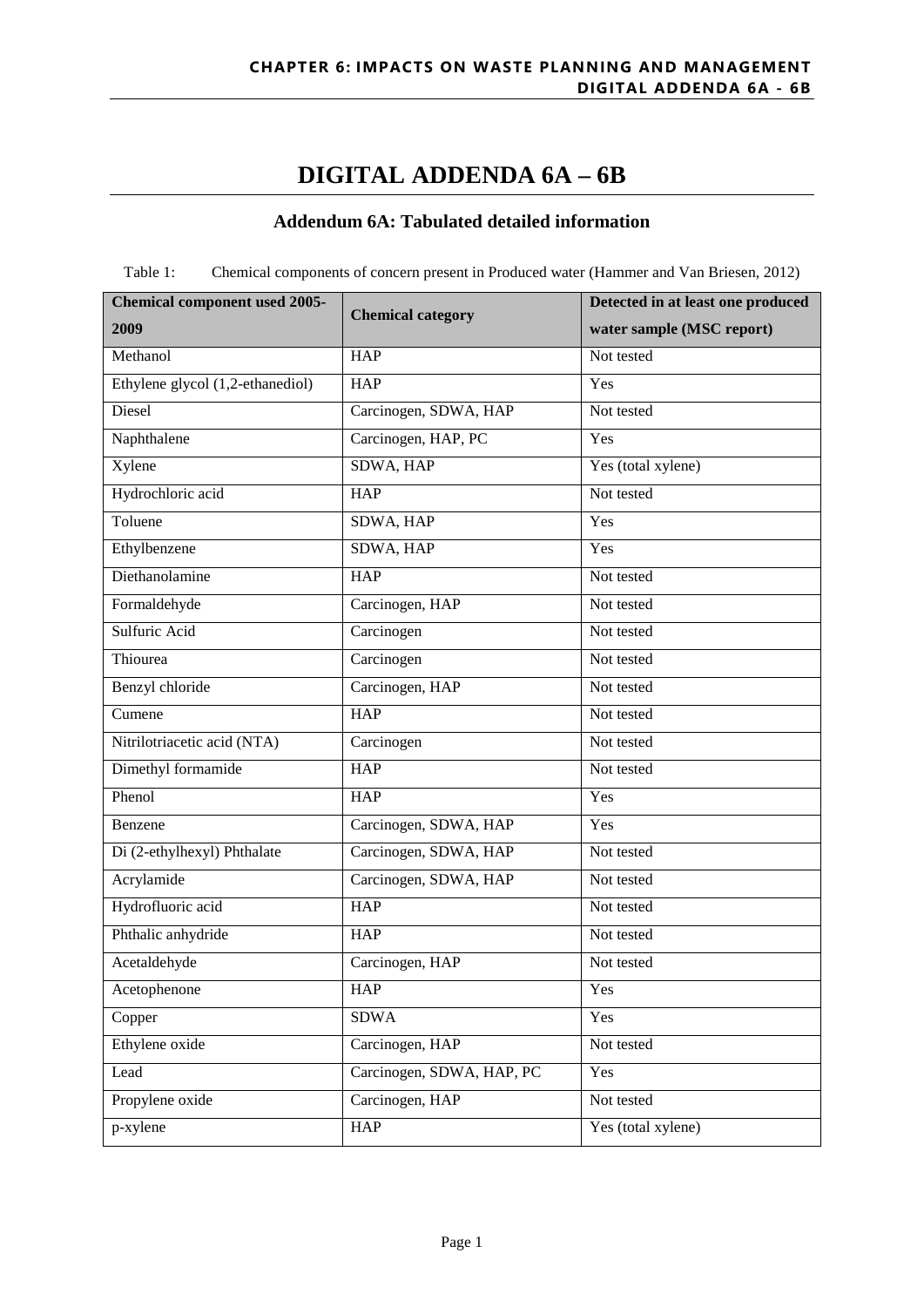# DIGITAL ADDENDA 6A – 6B

## Addendum 6A: Tabulated detailed information

Table 1: Chemical components of concern present in Produced water (Hammer and Van Briesen, 2012)

| Chemical component used 2005-2009 | Chemical category | Detected in at least one produced water sample (MSC report) |
|---|---|---|
| Methanol | HAP | Not tested |
| Ethylene glycol (1,2-ethanediol) | HAP | Yes |
| Diesel | Carcinogen, SDWA, HAP | Not tested |
| Naphthalene | Carcinogen, HAP, PC | Yes |
| Xylene | SDWA, HAP | Yes (total xylene) |
| Hydrochloric acid | HAP | Not tested |
| Toluene | SDWA, HAP | Yes |
| Ethylbenzene | SDWA, HAP | Yes |
| Diethanolamine | HAP | Not tested |
| Formaldehyde | Carcinogen, HAP | Not tested |
| Sulfuric Acid | Carcinogen | Not tested |
| Thiourea | Carcinogen | Not tested |
| Benzyl chloride | Carcinogen, HAP | Not tested |
| Cumene | HAP | Not tested |
| Nitrilotriacetic acid (NTA) | Carcinogen | Not tested |
| Dimethyl formamide | HAP | Not tested |
| Phenol | HAP | Yes |
| Benzene | Carcinogen, SDWA, HAP | Yes |
| Di (2-ethylhexyl) Phthalate | Carcinogen, SDWA, HAP | Not tested |
| Acrylamide | Carcinogen, SDWA, HAP | Not tested |
| Hydrofluoric acid | HAP | Not tested |
| Phthalic anhydride | HAP | Not tested |
| Acetaldehyde | Carcinogen, HAP | Not tested |
| Acetophenone | HAP | Yes |
| Copper | SDWA | Yes |
| Ethylene oxide | Carcinogen, HAP | Not tested |
| Lead | Carcinogen, SDWA, HAP, PC | Yes |
| Propylene oxide | Carcinogen, HAP | Not tested |
| p-xylene | HAP | Yes (total xylene) |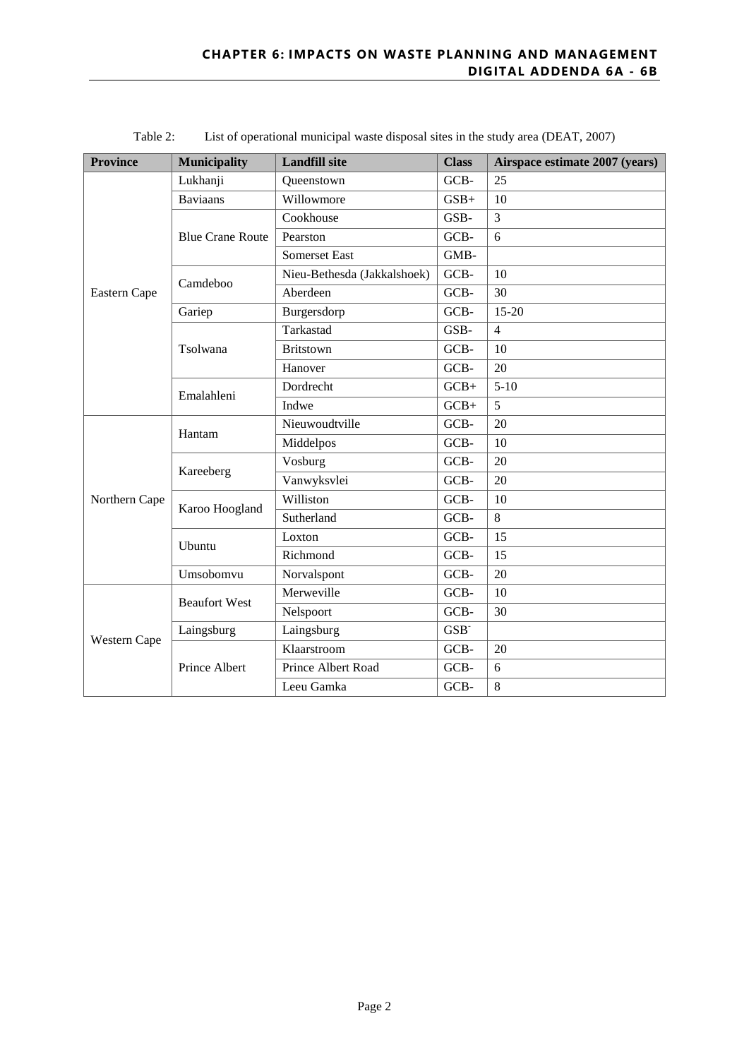Table 2: List of operational municipal waste disposal sites in the study area (DEAT, 2007)

| Province | Municipality | Landfill site | Class | Airspace estimate 2007 (years) |
| --- | --- | --- | --- | --- |
| Eastern Cape | Lukhanji | Queenstown | GCB- | 25 |
| | Baviaans | Willowmore | GSB+ | 10 |
| | Blue Crane Route | Cookhouse | GSB- | 3 |
| | | Pearston | GCB- | 6 |
| | | Somerset East | GMB- | |
| | Camdeboo | Nieu-Bethesda (Jakkalshoek) | GCB- | 10 |
| | | Aberdeen | GCB- | 30 |
| | Gariep | Burgersdorp | GCB- | 15-20 |
| | Tsolwana | Tarkastad | GSB- | 4 |
| | | Britstown | GCB- | 10 |
| | | Hanover | GCB- | 20 |
| | Emalahleni | Dordrecht | GCB+ | 5-10 |
| | | Indwe | GCB+ | 5 |
| Northern Cape | Hantam | Nieuwoudtville | GCB- | 20 |
| | | Middelpos | GCB- | 10 |
| | Kareeberg | Vosburg | GCB- | 20 |
| | | Vanwyksvlei | GCB- | 20 |
| | Karoo Hoogland | Williston | GCB- | 10 |
| | | Sutherland | GCB- | 8 |
| | Ubuntu | Loxton | GCB- | 15 |
| | | Richmond | GCB- | 15 |
| | Umsobomvu | Norvalspont | GCB- | 20 |
| Western Cape | Beaufort West | Merweville | GCB- | 10 |
| | | Nelspoort | GCB- | 30 |
| | Laingsburg | Laingsburg | GSB$^{-}$ | |
| | Prince Albert | Klaarstroom | GCB- | 20 |
| | | Prince Albert Road | GCB- | 6 |
| | | Leeu Gamka | GCB- | 8 |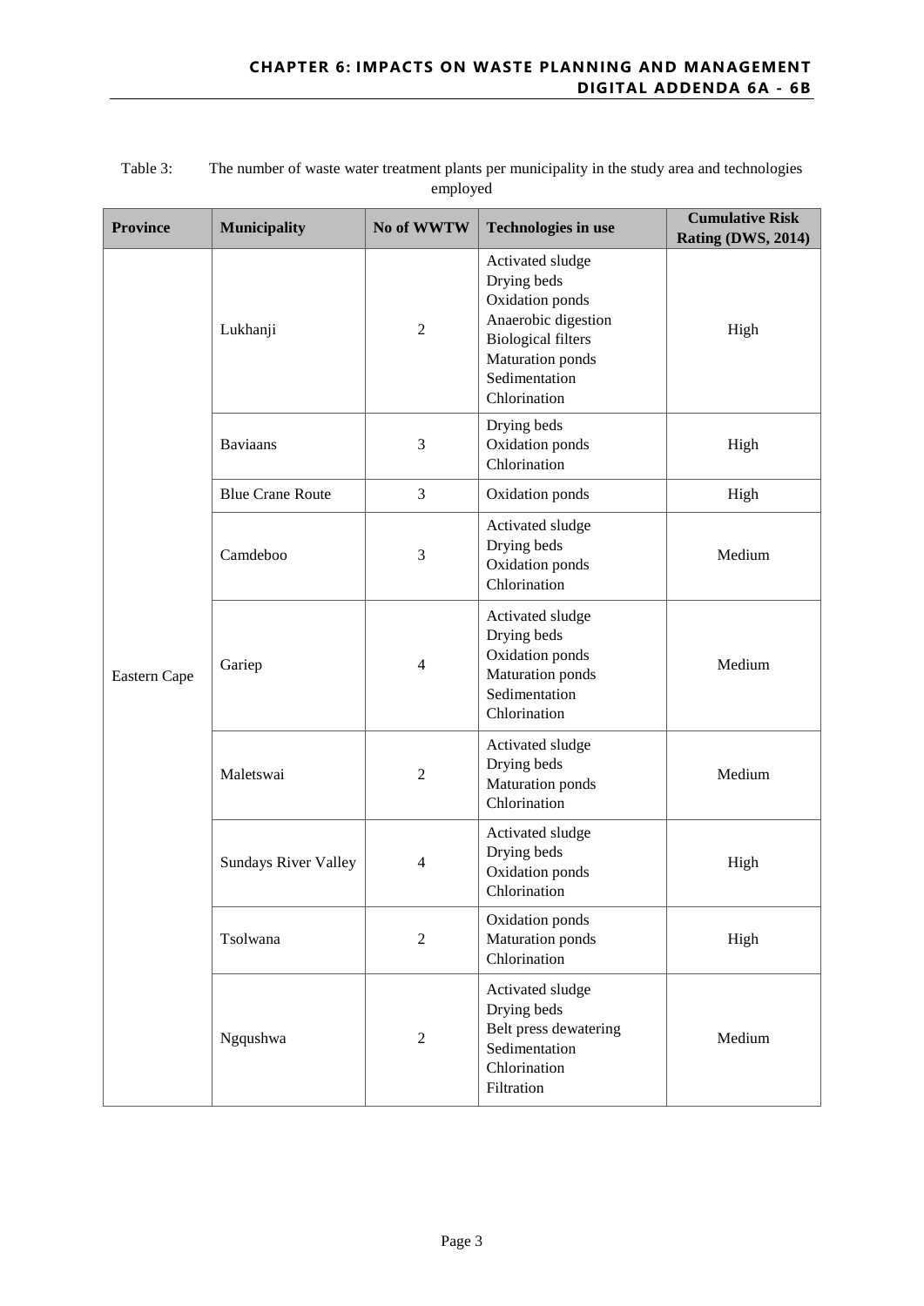Table 3: The number of waste water treatment plants per municipality in the study area and technologies employed

| Province | Municipality | No of WWTW | Technologies in use | Cumulative Risk Rating (DWS, 2014) |
|---|---|---|---|---|
| Eastern Cape | Lukhanji | 2 | Activated sludge<br>Drying beds<br>Oxidation ponds<br>Anaerobic digestion<br>Biological filters<br>Maturation ponds<br>Sedimentation<br>Chlorination | High |
| | Baviaans | 3 | Drying beds<br>Oxidation ponds<br>Chlorination | High |
| | Blue Crane Route | 3 | Oxidation ponds | High |
| | Camdeboo | 3 | Activated sludge<br>Drying beds<br>Oxidation ponds<br>Chlorination | Medium |
| | Gariep | 4 | Activated sludge<br>Drying beds<br>Oxidation ponds<br>Maturation ponds<br>Sedimentation<br>Chlorination | Medium |
| | Maletswai | 2 | Activated sludge<br>Drying beds<br>Maturation ponds<br>Chlorination | Medium |
| | Sundays River Valley | 4 | Activated sludge<br>Drying beds<br>Oxidation ponds<br>Chlorination | High |
| | Tsolwana | 2 | Oxidation ponds<br>Maturation ponds<br>Chlorination | High |
| | Ngqushwa | 2 | Activated sludge<br>Drying beds<br>Belt press dewatering<br>Sedimentation<br>Chlorination<br>Filtration | Medium |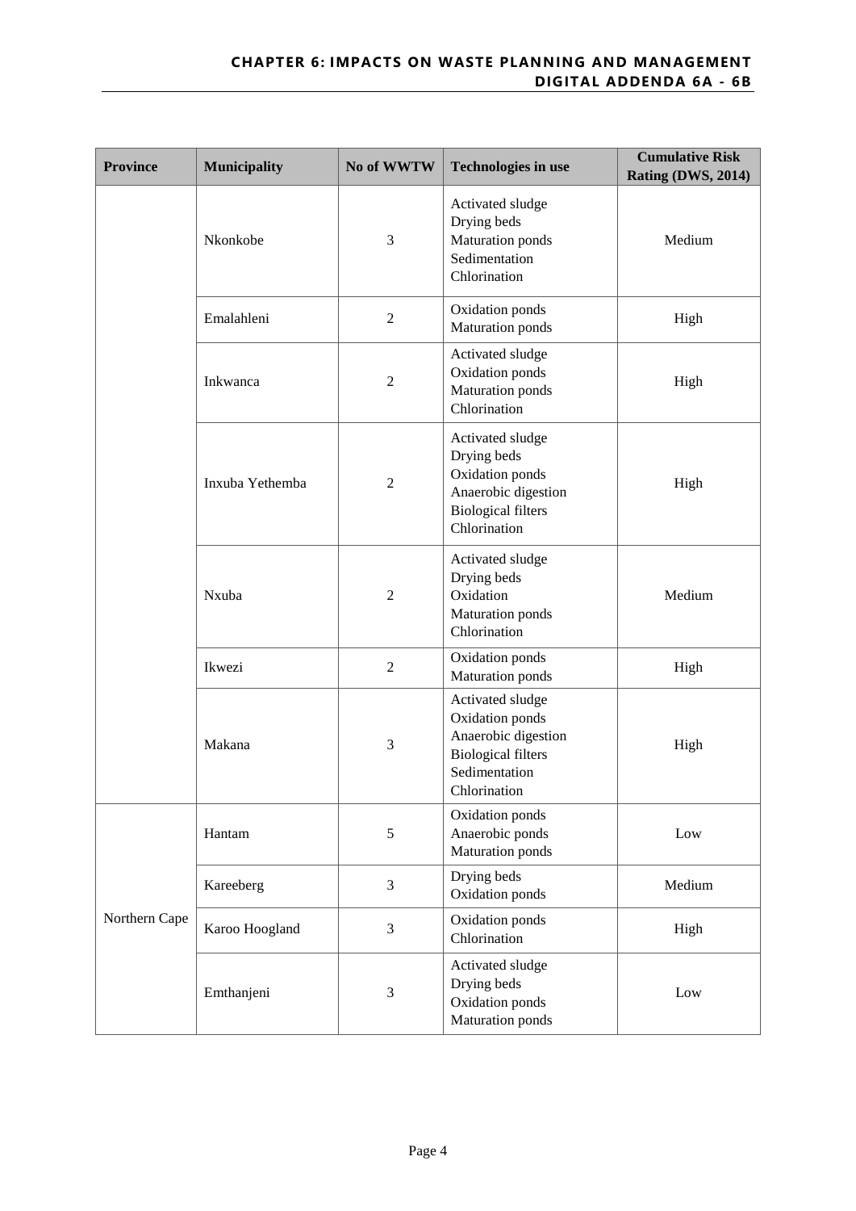| Province | Municipality | No of WWTW | Technologies in use | Cumulative Risk Rating (DWS, 2014) |
|---|---|---|---|---|
| | Nkonkobe | 3 | Activated sludge<br>Drying beds<br>Maturation ponds<br>Sedimentation<br>Chlorination | Medium |
| | Emalahleni | 2 | Oxidation ponds<br>Maturation ponds | High |
| | Inkwanca | 2 | Activated sludge<br>Oxidation ponds<br>Maturation ponds<br>Chlorination | High |
| | Inxuba Yethemba | 2 | Activated sludge<br>Drying beds<br>Oxidation ponds<br>Anaerobic digestion<br>Biological filters<br>Chlorination | High |
| | Nxuba | 2 | Activated sludge<br>Drying beds<br>Oxidation<br>Maturation ponds<br>Chlorination | Medium |
| | Ikwezi | 2 | Oxidation ponds<br>Maturation ponds | High |
| | Makana | 3 | Activated sludge<br>Oxidation ponds<br>Anaerobic digestion<br>Biological filters<br>Sedimentation<br>Chlorination | High |
| Northern Cape | Hantam | 5 | Oxidation ponds<br>Anaerobic ponds<br>Maturation ponds | Low |
| | Kareeberg | 3 | Drying beds<br>Oxidation ponds | Medium |
| | Karoo Hoogland | 3 | Oxidation ponds<br>Chlorination | High |
| | Emthanjeni | 3 | Activated sludge<br>Drying beds<br>Oxidation ponds<br>Maturation ponds | Low |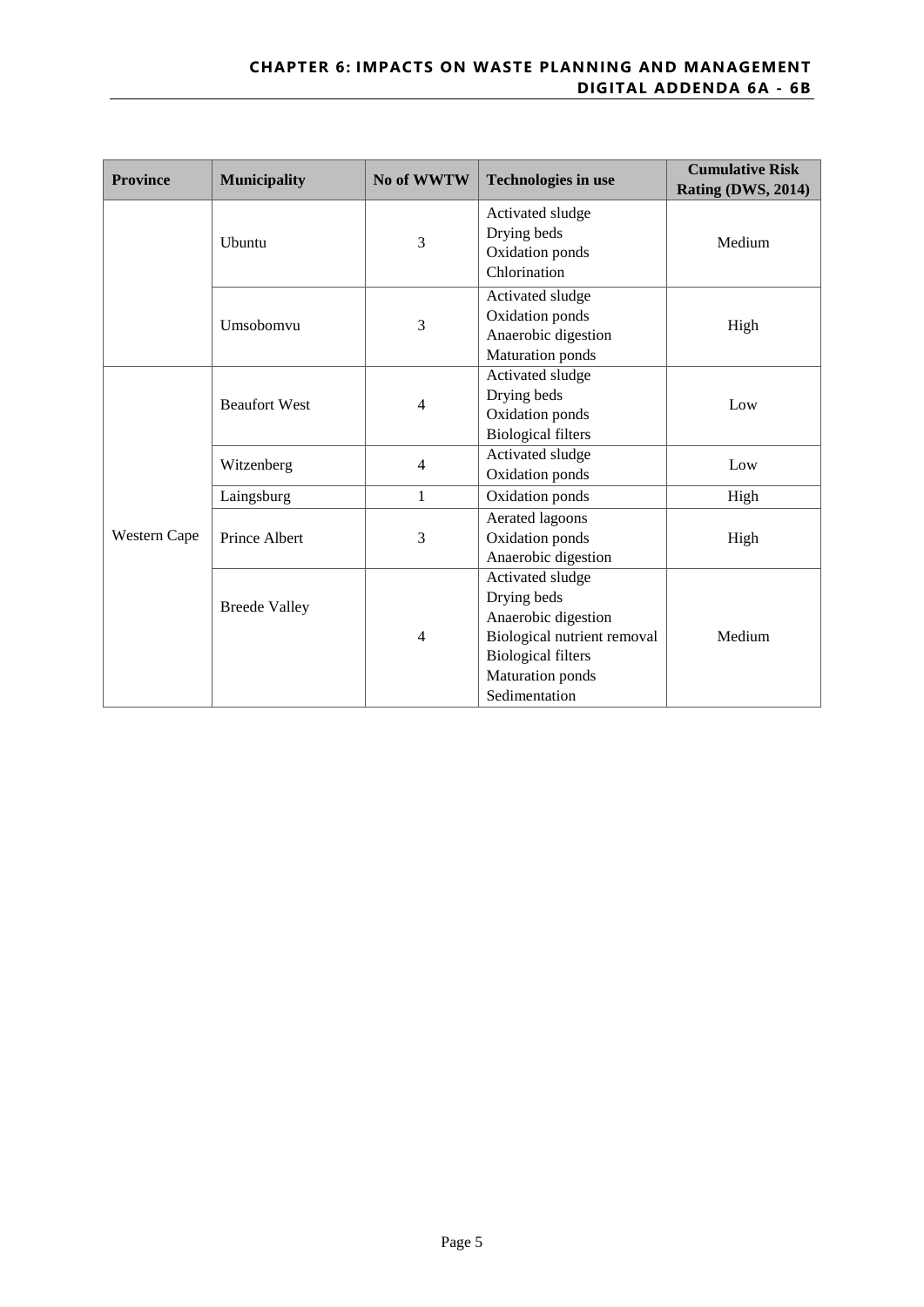| Province | Municipality | No of WWTW | Technologies in use | Cumulative Risk Rating (DWS, 2014) |
|---|---|---|---|---|
| | Ubuntu | 3 | Activated sludge<br>Drying beds<br>Oxidation ponds<br>Chlorination | Medium |
| | Umsobomvu | 3 | Activated sludge<br>Oxidation ponds<br>Anaerobic digestion<br>Maturation ponds | High |
| Western Cape | Beaufort West | 4 | Activated sludge<br>Drying beds<br>Oxidation ponds<br>Biological filters | Low |
| | Witzenberg | 4 | Activated sludge<br>Oxidation ponds | Low |
| | Laingsburg | 1 | Oxidation ponds | High |
| | Prince Albert | 3 | Aerated lagoons<br>Oxidation ponds<br>Anaerobic digestion | High |
| | Breede Valley | 4 | Activated sludge<br>Drying beds<br>Anaerobic digestion<br>Biological nutrient removal<br>Biological filters<br>Maturation ponds<br>Sedimentation | Medium |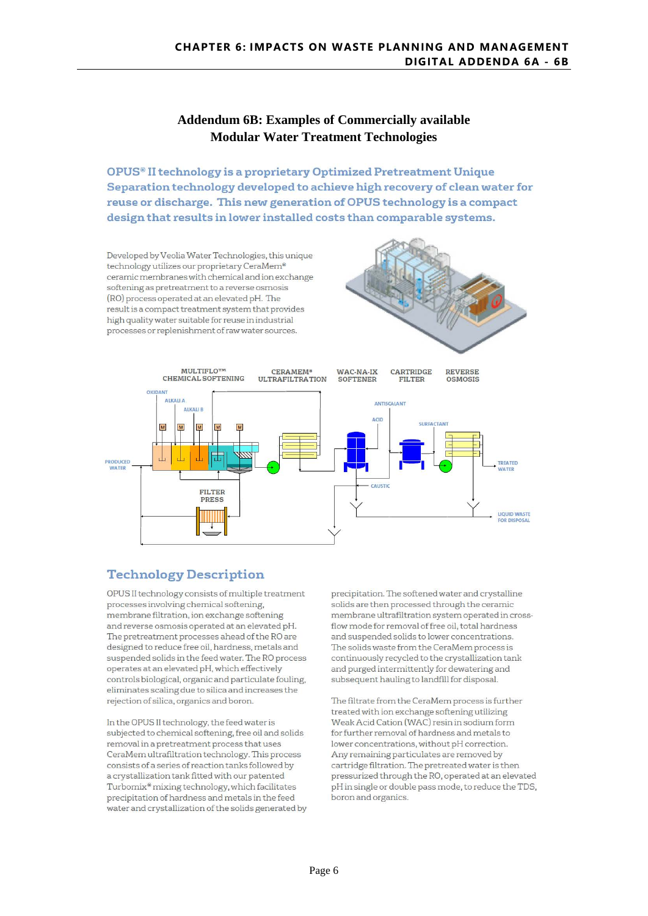# Addendum 6B: Examples of Commercially available Modular Water Treatment Technologies

**OPUS® II technology is a proprietary Optimized Pretreatment Unique Separation technology developed to achieve high recovery of clean water for reuse or discharge. This new generation of OPUS technology is a compact design that results in lower installed costs than comparable systems.**

Developed by Veolia Water Technologies, this unique technology utilizes our proprietary CeraMem® ceramic membranes with chemical and ion exchange softening as pretreatment to a reverse osmosis (RO) process operated at an elevated pH. The result is a compact treatment system that provides high quality water suitable for reuse in industrial processes or replenishment of raw water sources.

MULTIFLO™ CHEMICAL SOFTENING | CERAMEM® ULTRAFILTRATION | WAC-NA-IX SOFTENER | CARTRIDGE FILTER | REVERSE OSMOSIS

OXIDANT, ALKALI A, ALKALI B, ANTISCALANT, ACID, SURFACTANT, CAUSTIC, PRODUCED WATER, TREATED WATER, FILTER PRESS, LIQUID WASTE FOR DISPOSAL

## Technology Description

OPUS II technology consists of multiple treatment processes involving chemical softening, membrane filtration, ion exchange softening and reverse osmosis operated at an elevated pH. The pretreatment processes ahead of the RO are designed to reduce free oil, hardness, metals and suspended solids in the feed water. The RO process operates at an elevated pH, which effectively controls biological, organic and particulate fouling, eliminates scaling due to silica and increases the rejection of silica, organics and boron.

In the OPUS II technology, the feed water is subjected to chemical softening, free oil and solids removal in a pretreatment process that uses CeraMem ultrafiltration technology. This process consists of a series of reaction tanks followed by a crystallization tank fitted with our patented Turbomix® mixing technology, which facilitates precipitation of hardness and metals in the feed water and crystallization of the solids generated by precipitation. The softened water and crystalline solids are then processed through the ceramic membrane ultrafiltration system operated in cross-flow mode for removal of free oil, total hardness and suspended solids to lower concentrations. The solids waste from the CeraMem process is continuously recycled to the crystallization tank and purged intermittently for dewatering and subsequent hauling to landfill for disposal.

The filtrate from the CeraMem process is further treated with ion exchange softening utilizing Weak Acid Cation (WAC) resin in sodium form for further removal of hardness and metals to lower concentrations, without pH correction. Any remaining particulates are removed by cartridge filtration. The pretreated water is then pressurized through the RO, operated at an elevated pH in single or double pass mode, to reduce the TDS, boron and organics.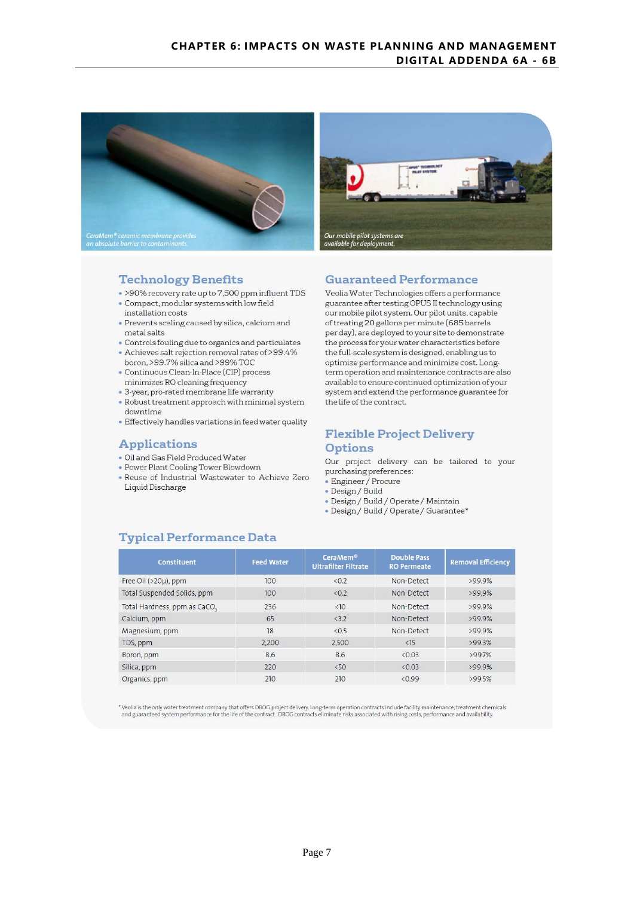CeraMem® ceramic membrane provides an absolute barrier to contaminants.

Our mobile pilot systems are available for deployment.

## Technology Benefits

- >90% recovery rate up to 7,500 ppm influent TDS
- Compact, modular systems with low field installation costs
- Prevents scaling caused by silica, calcium and metal salts
- Controls fouling due to organics and particulates
- Achieves salt rejection removal rates of >99.4% boron, >99.7% silica and >99% TOC
- Continuous Clean-In-Place (CIP) process minimizes RO cleaning frequency
- 3-year, pro-rated membrane life warranty
- Robust treatment approach with minimal system downtime
- Effectively handles variations in feed water quality

## Applications

- Oil and Gas Field Produced Water
- Power Plant Cooling Tower Blowdown
- Reuse of Industrial Wastewater to Achieve Zero Liquid Discharge

## Guaranteed Performance

Veolia Water Technologies offers a performance guarantee after testing OPUS II technology using our mobile pilot system. Our pilot units, capable of treating 20 gallons per minute (685 barrels per day), are deployed to your site to demonstrate the process for your water characteristics before the full-scale system is designed, enabling us to optimize performance and minimize cost. Long-term operation and maintenance contracts are also available to ensure continued optimization of your system and extend the performance guarantee for the life of the contract.

## Flexible Project Delivery Options

Our project delivery can be tailored to your purchasing preferences:

- Engineer / Procure
- Design / Build
- Design / Build / Operate / Maintain
- Design / Build / Operate / Guarantee*

## Typical Performance Data

| Constituent | Feed Water | CeraMem® Ultrafilter Filtrate | Double Pass RO Permeate | Removal Efficiency |
|---|---|---|---|---|
| Free Oil (>20µ), ppm | 100 | <0.2 | Non-Detect | >99.9% |
| Total Suspended Solids, ppm | 100 | <0.2 | Non-Detect | >99.9% |
| Total Hardness, ppm as $CaCO_3$ | 236 | <10 | Non-Detect | >99.9% |
| Calcium, ppm | 65 | <3.2 | Non-Detect | >99.9% |
| Magnesium, ppm | 18 | <0.5 | Non-Detect | >99.9% |
| TDS, ppm | 2,200 | 2,500 | <15 | >99.3% |
| Boron, ppm | 8.6 | 8.6 | <0.03 | >99.7% |
| Silica, ppm | 220 | <50 | <0.03 | >99.9% |
| Organics, ppm | 210 | 210 | <0.99 | >99.5% |

* Veolia is the only water treatment company that offers DBOG project delivery. Long-term operation contracts include facility maintenance, treatment chemicals and guaranteed system performance for the life of the contract. DBOG contracts eliminate risks associated with rising costs, performance and availability.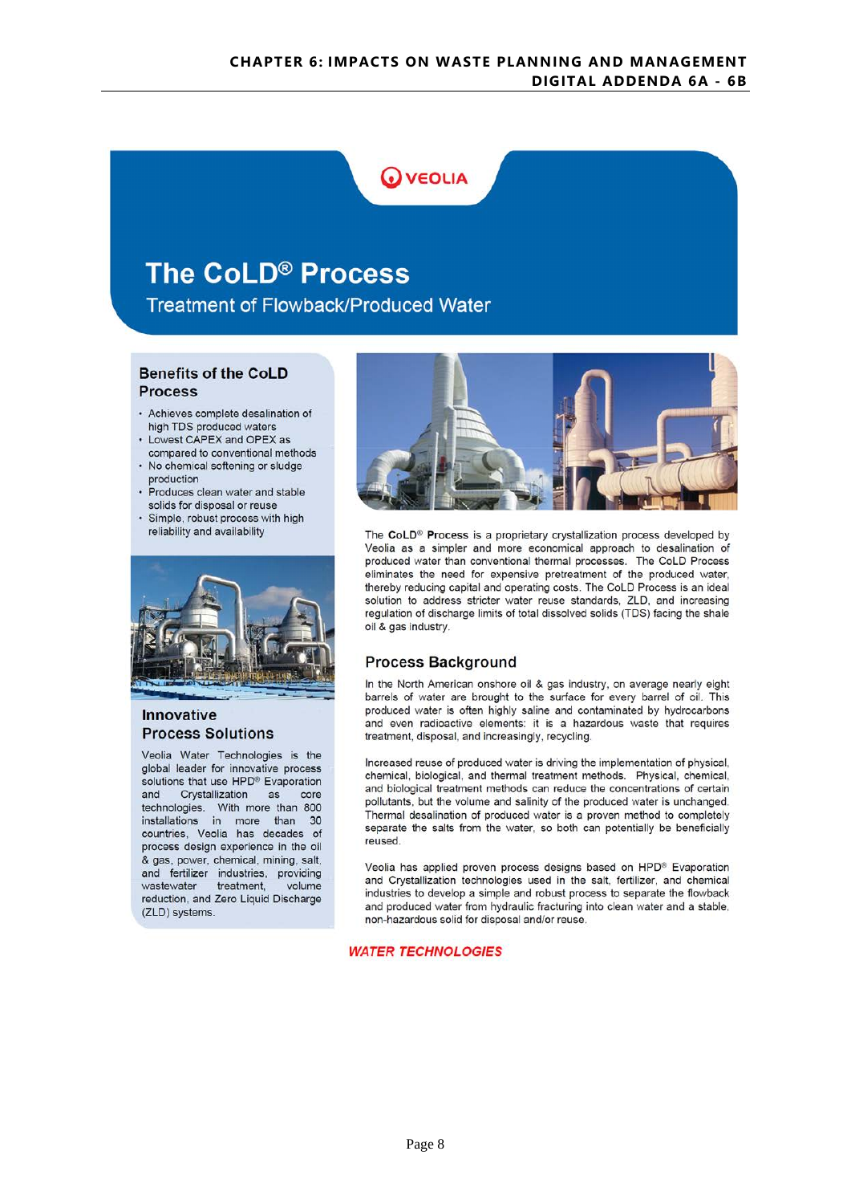VEOLIA

# The CoLD® Process

Treatment of Flowback/Produced Water

## Benefits of the CoLD Process

- Achieves complete desalination of high TDS produced waters
- Lowest CAPEX and OPEX as compared to conventional methods
- No chemical softening or sludge production
- Produces clean water and stable solids for disposal or reuse
- Simple, robust process with high reliability and availability

## Innovative Process Solutions

Veolia Water Technologies is the global leader for innovative process solutions that use HPD® Evaporation and Crystallization as core technologies. With more than 800 installations in more than 30 countries, Veolia has decades of process design experience in the oil & gas, power, chemical, mining, salt, and fertilizer industries, providing wastewater treatment, volume reduction, and Zero Liquid Discharge (ZLD) systems.

The **CoLD® Process** is a proprietary crystallization process developed by Veolia as a simpler and more economical approach to desalination of produced water than conventional thermal processes. The CoLD Process eliminates the need for expensive pretreatment of the produced water, thereby reducing capital and operating costs. The CoLD Process is an ideal solution to address stricter water reuse standards, ZLD, and increasing regulation of discharge limits of total dissolved solids (TDS) facing the shale oil & gas industry.

## Process Background

In the North American onshore oil & gas industry, on average nearly eight barrels of water are brought to the surface for every barrel of oil. This produced water is often highly saline and contaminated by hydrocarbons and even radioactive elements: it is a hazardous waste that requires treatment, disposal, and increasingly, recycling.

Increased reuse of produced water is driving the implementation of physical, chemical, biological, and thermal treatment methods. Physical, chemical, and biological treatment methods can reduce the concentrations of certain pollutants, but the volume and salinity of the produced water is unchanged. Thermal desalination of produced water is a proven method to completely separate the salts from the water, so both can potentially be beneficially reused.

Veolia has applied proven process designs based on HPD® Evaporation and Crystallization technologies used in the salt, fertilizer, and chemical industries to develop a simple and robust process to separate the flowback and produced water from hydraulic fracturing into clean water and a stable, non-hazardous solid for disposal and/or reuse.

*WATER TECHNOLOGIES*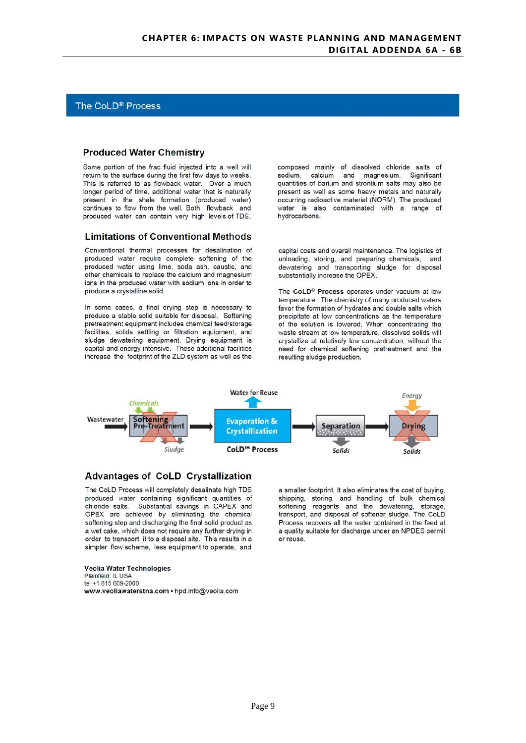## The CoLD® Process

### Produced Water Chemistry

Some portion of the frac fluid injected into a well will return to the surface during the first few days to weeks. This is referred to as flowback water. Over a much longer period of time, additional water that is naturally present in the shale formation (produced water) continues to flow from the well. Both flowback and produced water can contain very high levels of TDS, composed mainly of dissolved chloride salts of sodium, calcium and magnesium. Significant quantities of barium and strontium salts may also be present as well as some heavy metals and naturally occurring radioactive material (NORM). The produced water is also contaminated with a range of hydrocarbons.

### Limitations of Conventional Methods

Conventional thermal processes for desalination of produced water require complete softening of the produced water using lime, soda ash, caustic, and other chemicals to replace the calcium and magnesium ions in the produced water with sodium ions in order to produce a crystalline solid.

In some cases, a final drying step is necessary to produce a stable solid suitable for disposal. Softening pretreatment equipment includes chemical feed/storage facilities, solids settling or filtration equipment, and sludge dewatering equipment. Drying equipment is capital and energy intensive. These additional facilities increase the footprint of the ZLD system as well as the capital costs and overall maintenance. The logistics of unloading, storing, and preparing chemicals, and dewatering and transporting sludge for disposal substantially increase the OPEX.

The **CoLD®** **Process** operates under vacuum at low temperature. The chemistry of many produced waters favor the formation of hydrates and double salts which precipitate at low concentrations as the temperature of the solution is lowered. When concentrating the waste stream at low temperature, dissolved solids will crystallize at relatively low concentration, without the need for chemical softening pretreatment and the resulting sludge production.

Water for Reuse
Chemicals
Energy
Wastewater
Softening Pre-Treatment
Evaporation & Crystallization
Separation
Drying
Sludge
CoLD™ Process
Solids
Solids

### Advantages of CoLD Crystallization

The CoLD Process will completely desalinate high TDS produced water containing significant quantities of chloride salts. Substantial savings in CAPEX and OPEX are achieved by eliminating the chemical softening step and discharging the final solid product as a wet cake, which does not require any further drying in order to transport it to a disposal site. This results in a simpler flow scheme, less equipment to operate, and a smaller footprint. It also eliminates the cost of buying, shipping, storing, and handling of bulk chemical softening reagents and the dewatering, storage, transport, and disposal of softener sludge. The CoLD Process recovers all the water contained in the feed at a quality suitable for discharge under an NPDES permit or reuse.

**Veolia Water Technologies**
Plainfield, IL USA
tel +1 815 609-2000
**www.veoliawaterstna.com** • hpd.info@veolia.com